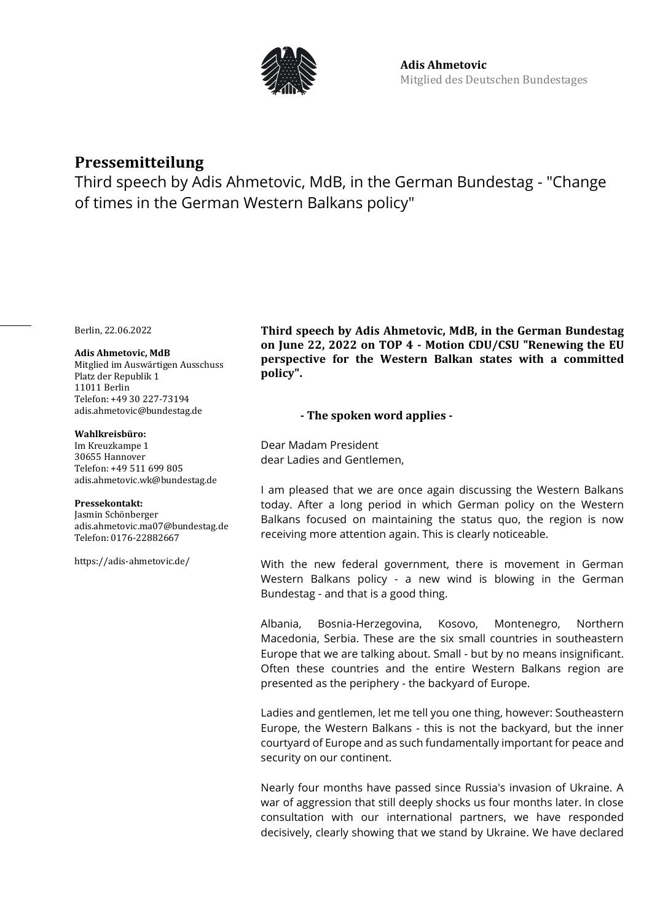**Adis Ahmetovic**
Mitglied des Deutschen Bundestages

# Pressemitteilung

Third speech by Adis Ahmetovic, MdB, in the German Bundestag - "Change of times in the German Western Balkans policy"

Berlin, 22.06.2022

**Adis Ahmetovic, MdB**
Mitglied im Auswärtigen Ausschuss
Platz der Republik 1
11011 Berlin
Telefon: +49 30 227-73194
adis.ahmetovic@bundestag.de

**Wahlkreisbüro:**
Im Kreuzkampe 1
30655 Hannover
Telefon: +49 511 699 805
adis.ahmetovic.wk@bundestag.de

**Pressekontakt:**
Jasmin Schönberger
adis.ahmetovic.ma07@bundestag.de
Telefon: 0176-22882667

https://adis-ahmetovic.de/

**Third speech by Adis Ahmetovic, MdB, in the German Bundestag on June 22, 2022 on TOP 4 - Motion CDU/CSU "Renewing the EU perspective for the Western Balkan states with a committed policy".**

**- The spoken word applies -**

Dear Madam President
dear Ladies and Gentlemen,

I am pleased that we are once again discussing the Western Balkans today. After a long period in which German policy on the Western Balkans focused on maintaining the status quo, the region is now receiving more attention again. This is clearly noticeable.

With the new federal government, there is movement in German Western Balkans policy - a new wind is blowing in the German Bundestag - and that is a good thing.

Albania, Bosnia-Herzegovina, Kosovo, Montenegro, Northern Macedonia, Serbia. These are the six small countries in southeastern Europe that we are talking about. Small - but by no means insignificant. Often these countries and the entire Western Balkans region are presented as the periphery - the backyard of Europe.

Ladies and gentlemen, let me tell you one thing, however: Southeastern Europe, the Western Balkans - this is not the backyard, but the inner courtyard of Europe and as such fundamentally important for peace and security on our continent.

Nearly four months have passed since Russia's invasion of Ukraine. A war of aggression that still deeply shocks us four months later. In close consultation with our international partners, we have responded decisively, clearly showing that we stand by Ukraine. We have declared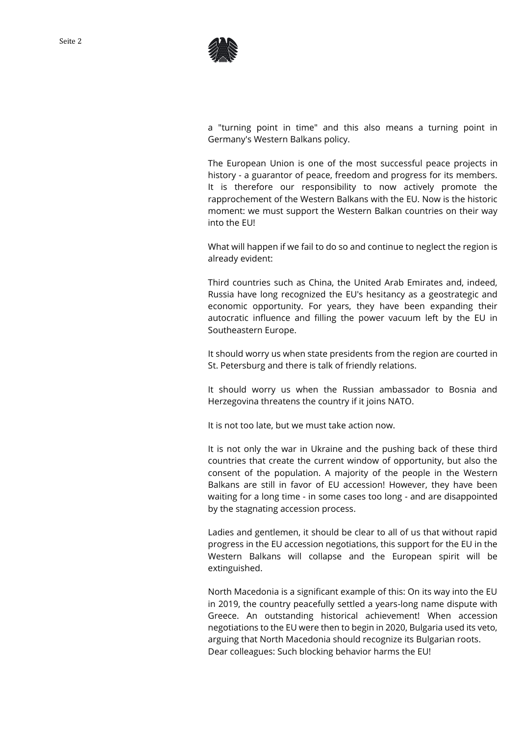a "turning point in time" and this also means a turning point in Germany's Western Balkans policy.

The European Union is one of the most successful peace projects in history - a guarantor of peace, freedom and progress for its members. It is therefore our responsibility to now actively promote the rapprochement of the Western Balkans with the EU. Now is the historic moment: we must support the Western Balkan countries on their way into the EU!

What will happen if we fail to do so and continue to neglect the region is already evident:

Third countries such as China, the United Arab Emirates and, indeed, Russia have long recognized the EU's hesitancy as a geostrategic and economic opportunity. For years, they have been expanding their autocratic influence and filling the power vacuum left by the EU in Southeastern Europe.

It should worry us when state presidents from the region are courted in St. Petersburg and there is talk of friendly relations.

It should worry us when the Russian ambassador to Bosnia and Herzegovina threatens the country if it joins NATO.

It is not too late, but we must take action now.

It is not only the war in Ukraine and the pushing back of these third countries that create the current window of opportunity, but also the consent of the population. A majority of the people in the Western Balkans are still in favor of EU accession! However, they have been waiting for a long time - in some cases too long - and are disappointed by the stagnating accession process.

Ladies and gentlemen, it should be clear to all of us that without rapid progress in the EU accession negotiations, this support for the EU in the Western Balkans will collapse and the European spirit will be extinguished.

North Macedonia is a significant example of this: On its way into the EU in 2019, the country peacefully settled a years-long name dispute with Greece. An outstanding historical achievement! When accession negotiations to the EU were then to begin in 2020, Bulgaria used its veto, arguing that North Macedonia should recognize its Bulgarian roots.
Dear colleagues: Such blocking behavior harms the EU!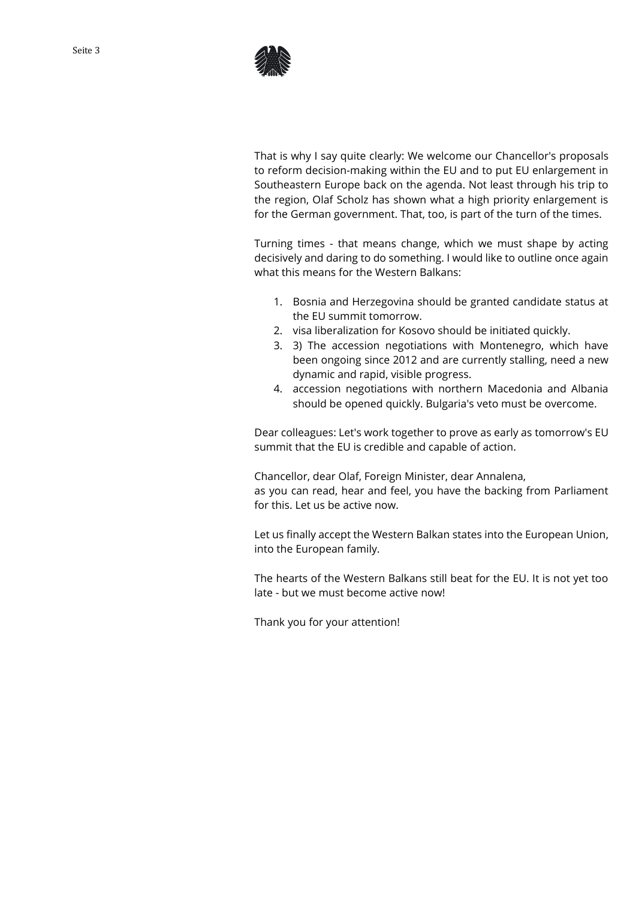That is why I say quite clearly: We welcome our Chancellor's proposals to reform decision-making within the EU and to put EU enlargement in Southeastern Europe back on the agenda. Not least through his trip to the region, Olaf Scholz has shown what a high priority enlargement is for the German government. That, too, is part of the turn of the times.

Turning times - that means change, which we must shape by acting decisively and daring to do something. I would like to outline once again what this means for the Western Balkans:

1. Bosnia and Herzegovina should be granted candidate status at the EU summit tomorrow.
2. visa liberalization for Kosovo should be initiated quickly.
3. 3) The accession negotiations with Montenegro, which have been ongoing since 2012 and are currently stalling, need a new dynamic and rapid, visible progress.
4. accession negotiations with northern Macedonia and Albania should be opened quickly. Bulgaria's veto must be overcome.

Dear colleagues: Let's work together to prove as early as tomorrow's EU summit that the EU is credible and capable of action.

Chancellor, dear Olaf, Foreign Minister, dear Annalena,
as you can read, hear and feel, you have the backing from Parliament for this. Let us be active now.

Let us finally accept the Western Balkan states into the European Union, into the European family.

The hearts of the Western Balkans still beat for the EU. It is not yet too late - but we must become active now!

Thank you for your attention!